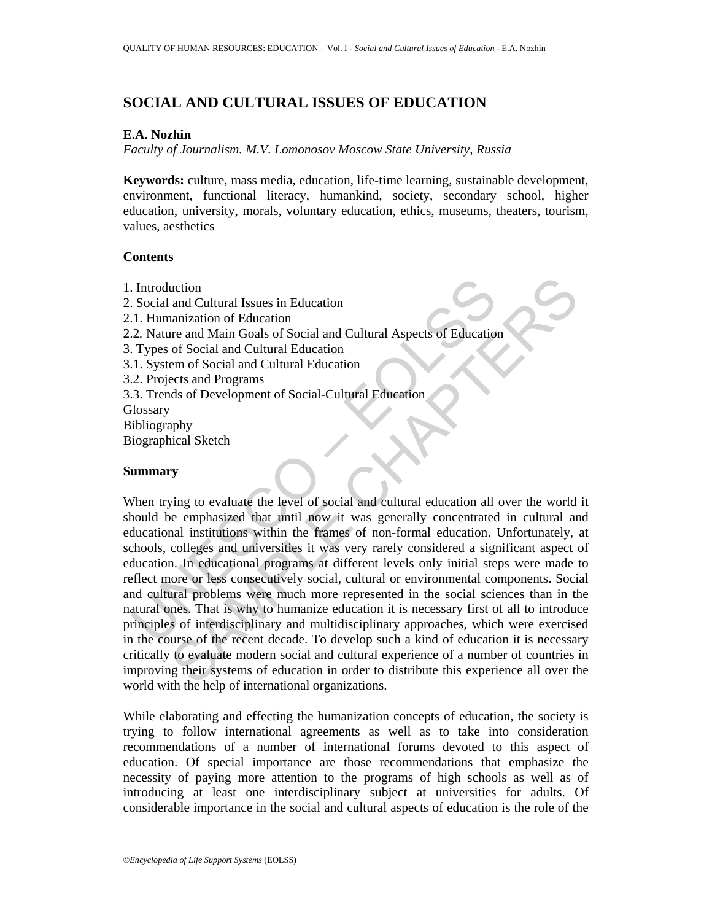# SOCIAL AND CULTURAL ISSUES OF EDUCATION

**E.A. Nozhin**

*Faculty of Journalism. M.V. Lomonosov Moscow State University, Russia*

**Keywords:** culture, mass media, education, life-time learning, sustainable development, environment, functional literacy, humankind, society, secondary school, higher education, university, morals, voluntary education, ethics, museums, theaters, tourism, values, aesthetics

## Contents

1. Introduction
2. Social and Cultural Issues in Education
2.1. Humanization of Education
2.2. Nature and Main Goals of Social and Cultural Aspects of Education
3. Types of Social and Cultural Education
3.1. System of Social and Cultural Education
3.2. Projects and Programs
3.3. Trends of Development of Social-Cultural Education
Glossary
Bibliography
Biographical Sketch

## Summary

When trying to evaluate the level of social and cultural education all over the world it should be emphasized that until now it was generally concentrated in cultural and educational institutions within the frames of non-formal education. Unfortunately, at schools, colleges and universities it was very rarely considered a significant aspect of education. In educational programs at different levels only initial steps were made to reflect more or less consecutively social, cultural or environmental components. Social and cultural problems were much more represented in the social sciences than in the natural ones. That is why to humanize education it is necessary first of all to introduce principles of interdisciplinary and multidisciplinary approaches, which were exercised in the course of the recent decade. To develop such a kind of education it is necessary critically to evaluate modern social and cultural experience of a number of countries in improving their systems of education in order to distribute this experience all over the world with the help of international organizations.

While elaborating and effecting the humanization concepts of education, the society is trying to follow international agreements as well as to take into consideration recommendations of a number of international forums devoted to this aspect of education. Of special importance are those recommendations that emphasize the necessity of paying more attention to the programs of high schools as well as of introducing at least one interdisciplinary subject at universities for adults. Of considerable importance in the social and cultural aspects of education is the role of the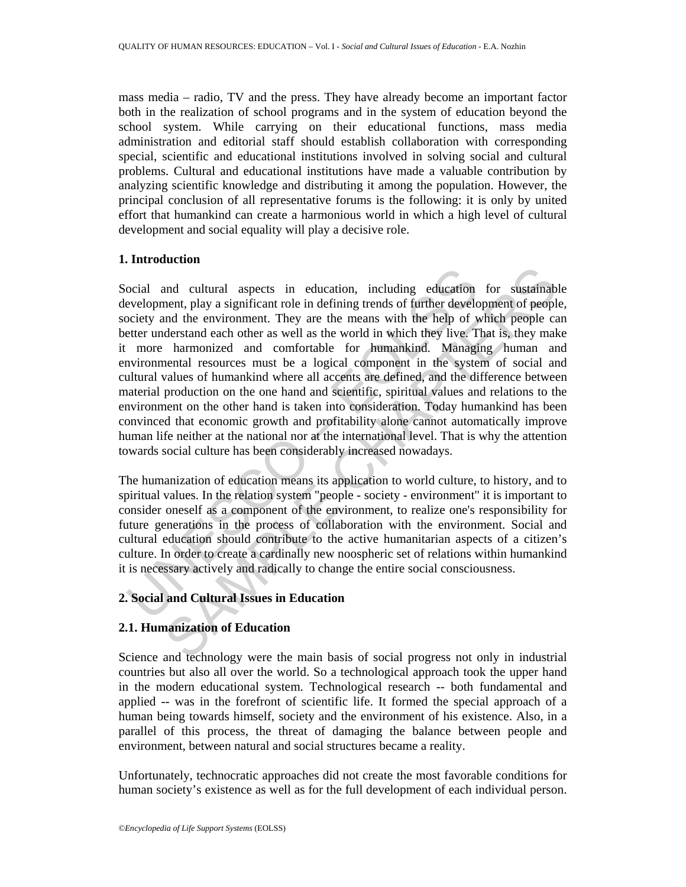mass media – radio, TV and the press. They have already become an important factor both in the realization of school programs and in the system of education beyond the school system. While carrying on their educational functions, mass media administration and editorial staff should establish collaboration with corresponding special, scientific and educational institutions involved in solving social and cultural problems. Cultural and educational institutions have made a valuable contribution by analyzing scientific knowledge and distributing it among the population. However, the principal conclusion of all representative forums is the following: it is only by united effort that humankind can create a harmonious world in which a high level of cultural development and social equality will play a decisive role.

## 1. Introduction

Social and cultural aspects in education, including education for sustainable development, play a significant role in defining trends of further development of people, society and the environment. They are the means with the help of which people can better understand each other as well as the world in which they live. That is, they make it more harmonized and comfortable for humankind. Managing human and environmental resources must be a logical component in the system of social and cultural values of humankind where all accents are defined, and the difference between material production on the one hand and scientific, spiritual values and relations to the environment on the other hand is taken into consideration. Today humankind has been convinced that economic growth and profitability alone cannot automatically improve human life neither at the national nor at the international level. That is why the attention towards social culture has been considerably increased nowadays.

The humanization of education means its application to world culture, to history, and to spiritual values. In the relation system "people - society - environment" it is important to consider oneself as a component of the environment, to realize one's responsibility for future generations in the process of collaboration with the environment. Social and cultural education should contribute to the active humanitarian aspects of a citizen's culture. In order to create a cardinally new noospheric set of relations within humankind it is necessary actively and radically to change the entire social consciousness.

## 2. Social and Cultural Issues in Education

### 2.1. Humanization of Education

Science and technology were the main basis of social progress not only in industrial countries but also all over the world. So a technological approach took the upper hand in the modern educational system. Technological research -- both fundamental and applied -- was in the forefront of scientific life. It formed the special approach of a human being towards himself, society and the environment of his existence. Also, in a parallel of this process, the threat of damaging the balance between people and environment, between natural and social structures became a reality.

Unfortunately, technocratic approaches did not create the most favorable conditions for human society's existence as well as for the full development of each individual person.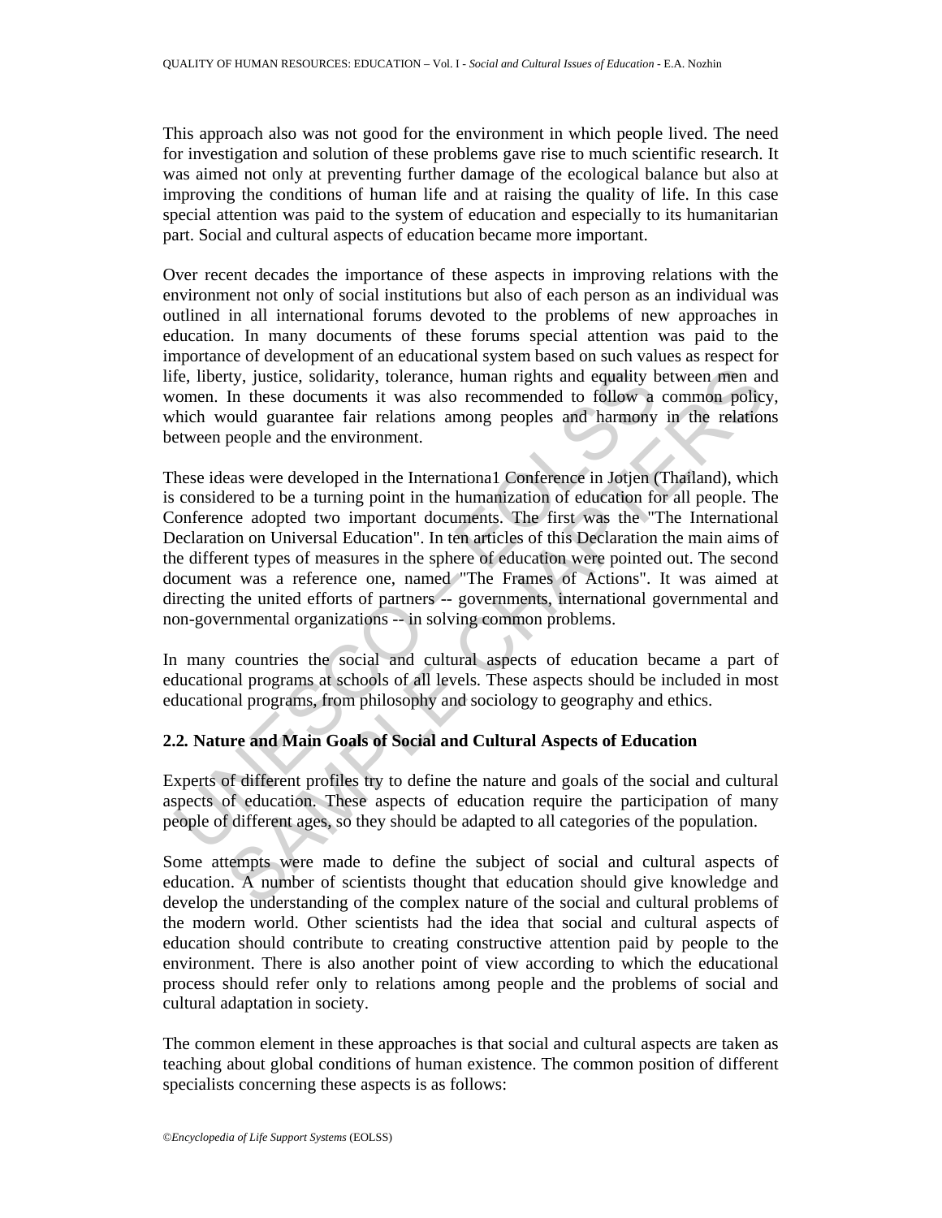This approach also was not good for the environment in which people lived. The need for investigation and solution of these problems gave rise to much scientific research. It was aimed not only at preventing further damage of the ecological balance but also at improving the conditions of human life and at raising the quality of life. In this case special attention was paid to the system of education and especially to its humanitarian part. Social and cultural aspects of education became more important.

Over recent decades the importance of these aspects in improving relations with the environment not only of social institutions but also of each person as an individual was outlined in all international forums devoted to the problems of new approaches in education. In many documents of these forums special attention was paid to the importance of development of an educational system based on such values as respect for life, liberty, justice, solidarity, tolerance, human rights and equality between men and women. In these documents it was also recommended to follow a common policy, which would guarantee fair relations among peoples and harmony in the relations between people and the environment.

These ideas were developed in the Internationa1 Conference in Jotjen (Thailand), which is considered to be a turning point in the humanization of education for all people. The Conference adopted two important documents. The first was the "The International Declaration on Universal Education". In ten articles of this Declaration the main aims of the different types of measures in the sphere of education were pointed out. The second document was a reference one, named "The Frames of Actions". It was aimed at directing the united efforts of partners -- governments, international governmental and non-governmental organizations -- in solving common problems.

In many countries the social and cultural aspects of education became a part of educational programs at schools of all levels. These aspects should be included in most educational programs, from philosophy and sociology to geography and ethics.

### 2.2. Nature and Main Goals of Social and Cultural Aspects of Education

Experts of different profiles try to define the nature and goals of the social and cultural aspects of education. These aspects of education require the participation of many people of different ages, so they should be adapted to all categories of the population.

Some attempts were made to define the subject of social and cultural aspects of education. A number of scientists thought that education should give knowledge and develop the understanding of the complex nature of the social and cultural problems of the modern world. Other scientists had the idea that social and cultural aspects of education should contribute to creating constructive attention paid by people to the environment. There is also another point of view according to which the educational process should refer only to relations among people and the problems of social and cultural adaptation in society.

The common element in these approaches is that social and cultural aspects are taken as teaching about global conditions of human existence. The common position of different specialists concerning these aspects is as follows: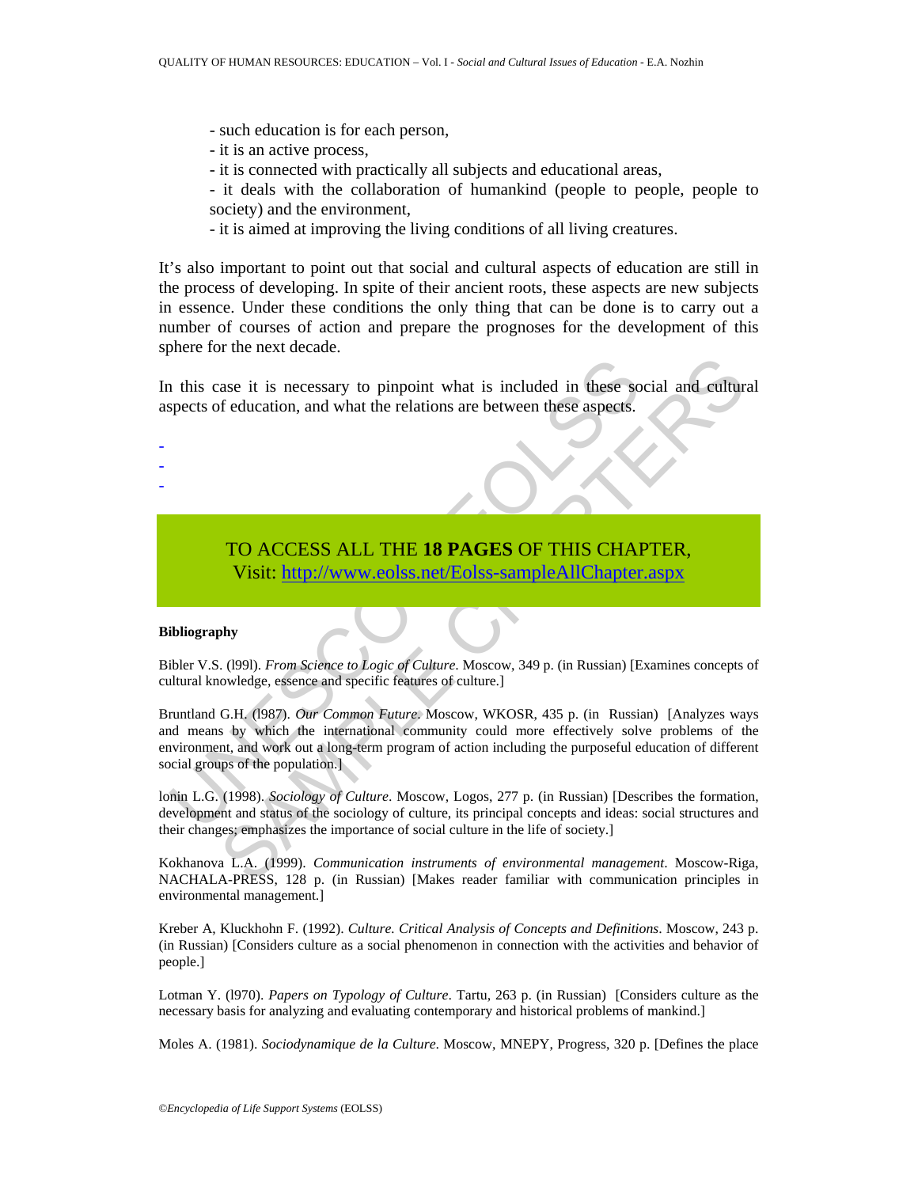- such education is for each person,
- it is an active process,
- it is connected with practically all subjects and educational areas,
- it deals with the collaboration of humankind (people to people, people to society) and the environment,
- it is aimed at improving the living conditions of all living creatures.

It's also important to point out that social and cultural aspects of education are still in the process of developing. In spite of their ancient roots, these aspects are new subjects in essence. Under these conditions the only thing that can be done is to carry out a number of courses of action and prepare the prognoses for the development of this sphere for the next decade.

In this case it is necessary to pinpoint what is included in these social and cultural aspects of education, and what the relations are between these aspects.

-
-
-

TO ACCESS ALL THE **18 PAGES** OF THIS CHAPTER,
Visit: http://www.eolss.net/Eolss-sampleAllChapter.aspx

**Bibliography**

Bibler V.S. (l99l). *From Science to Logic of Culture*. Moscow, 349 p. (in Russian) [Examines concepts of cultural knowledge, essence and specific features of culture.]

Bruntland G.H. (l987). *Our Common Future*. Moscow, WKOSR, 435 p. (in Russian) [Analyzes ways and means by which the international community could more effectively solve problems of the environment, and work out a long-term program of action including the purposeful education of different social groups of the population.]

lonin L.G. (1998). *Sociology of Culture*. Moscow, Logos, 277 p. (in Russian) [Describes the formation, development and status of the sociology of culture, its principal concepts and ideas: social structures and their changes; emphasizes the importance of social culture in the life of society.]

Kokhanova L.A. (1999). *Communication instruments of environmental management*. Moscow-Riga, NACHALA-PRESS, 128 p. (in Russian) [Makes reader familiar with communication principles in environmental management.]

Kreber A, Kluckhohn F. (1992). *Culture. Critical Analysis of Concepts and Definitions*. Moscow, 243 p. (in Russian) [Considers culture as a social phenomenon in connection with the activities and behavior of people.]

Lotman Y. (l970). *Papers on Typology of Culture*. Tartu, 263 p. (in Russian) [Considers culture as the necessary basis for analyzing and evaluating contemporary and historical problems of mankind.]

Moles A. (1981). *Sociodynamique de la Culture*. Moscow, MNEPY, Progress, 320 p. [Defines the place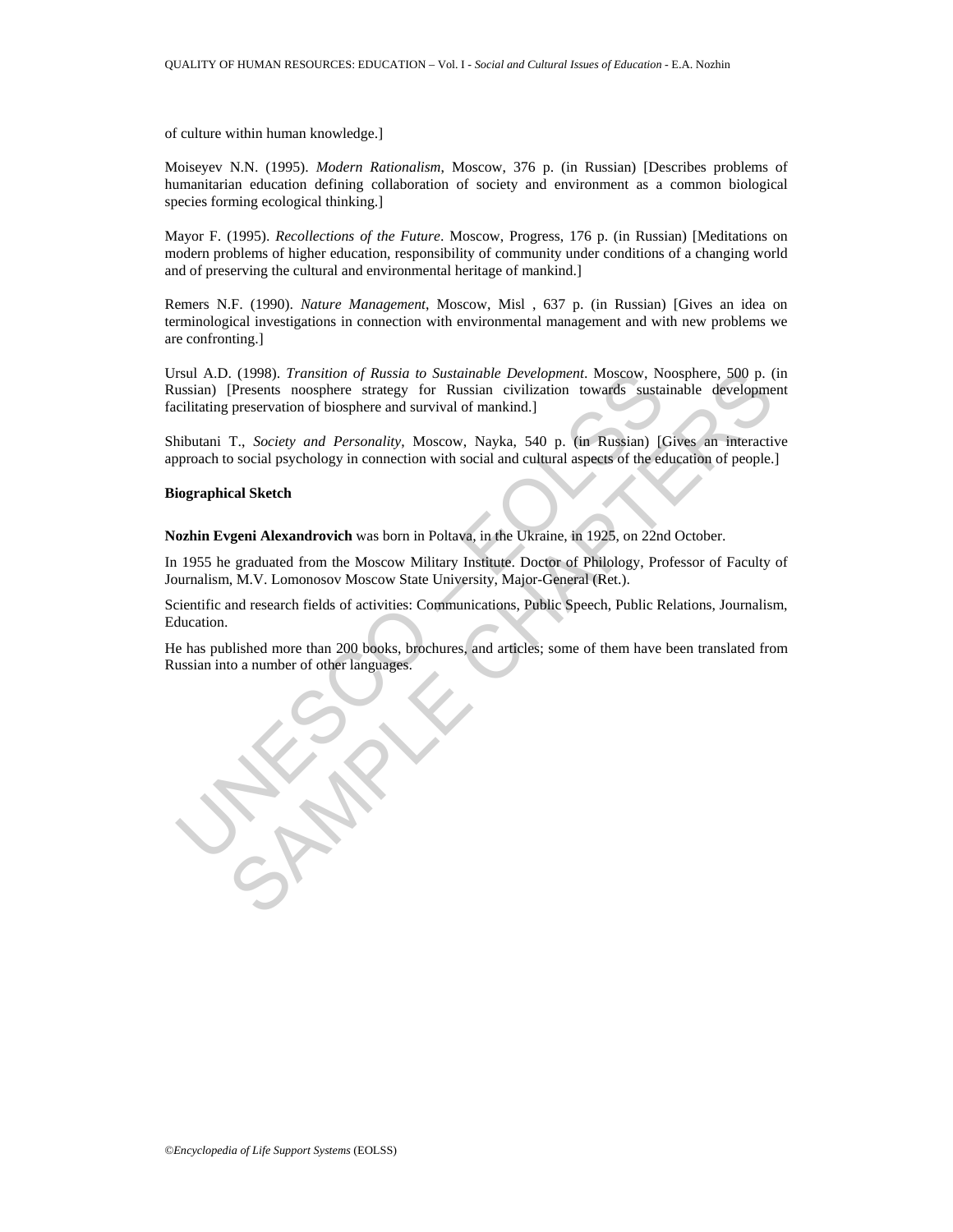of culture within human knowledge.]

Moiseyev N.N. (1995). *Modern Rationalism*, Moscow, 376 p. (in Russian) [Describes problems of humanitarian education defining collaboration of society and environment as a common biological species forming ecological thinking.]

Mayor F. (1995). *Recollections of the Future*. Moscow, Progress, 176 p. (in Russian) [Meditations on modern problems of higher education, responsibility of community under conditions of a changing world and of preserving the cultural and environmental heritage of mankind.]

Remers N.F. (1990). *Nature Management*, Moscow, Misl , 637 p. (in Russian) [Gives an idea on terminological investigations in connection with environmental management and with new problems we are confronting.]

Ursul A.D. (1998). *Transition of Russia to Sustainable Development*. Moscow, Noosphere, 500 p. (in Russian) [Presents noosphere strategy for Russian civilization towards sustainable development facilitating preservation of biosphere and survival of mankind.]

Shibutani T., *Society and Personality*, Moscow, Nayka, 540 p. (in Russian) [Gives an interactive approach to social psychology in connection with social and cultural aspects of the education of people.]

**Biographical Sketch**

**Nozhin Evgeni Alexandrovich** was born in Poltava, in the Ukraine, in 1925, on 22nd October.

In 1955 he graduated from the Moscow Military Institute. Doctor of Philology, Professor of Faculty of Journalism, M.V. Lomonosov Moscow State University, Major-General (Ret.).

Scientific and research fields of activities: Communications, Public Speech, Public Relations, Journalism, Education.

He has published more than 200 books, brochures, and articles; some of them have been translated from Russian into a number of other languages.